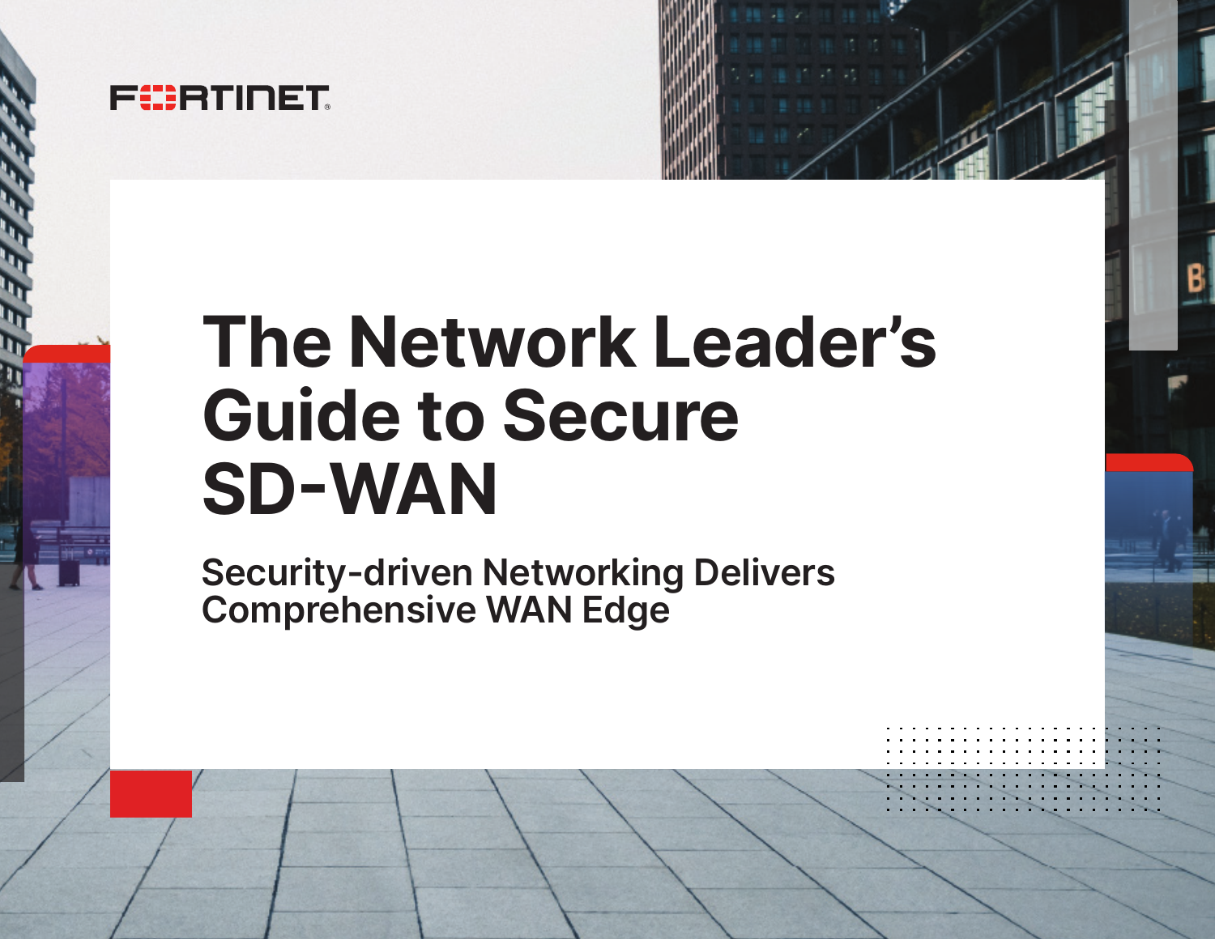FORTINET

# The Network Leader's Guide to Secure SD-WAN

## Security-driven Networking Delivers Comprehensive WAN Edge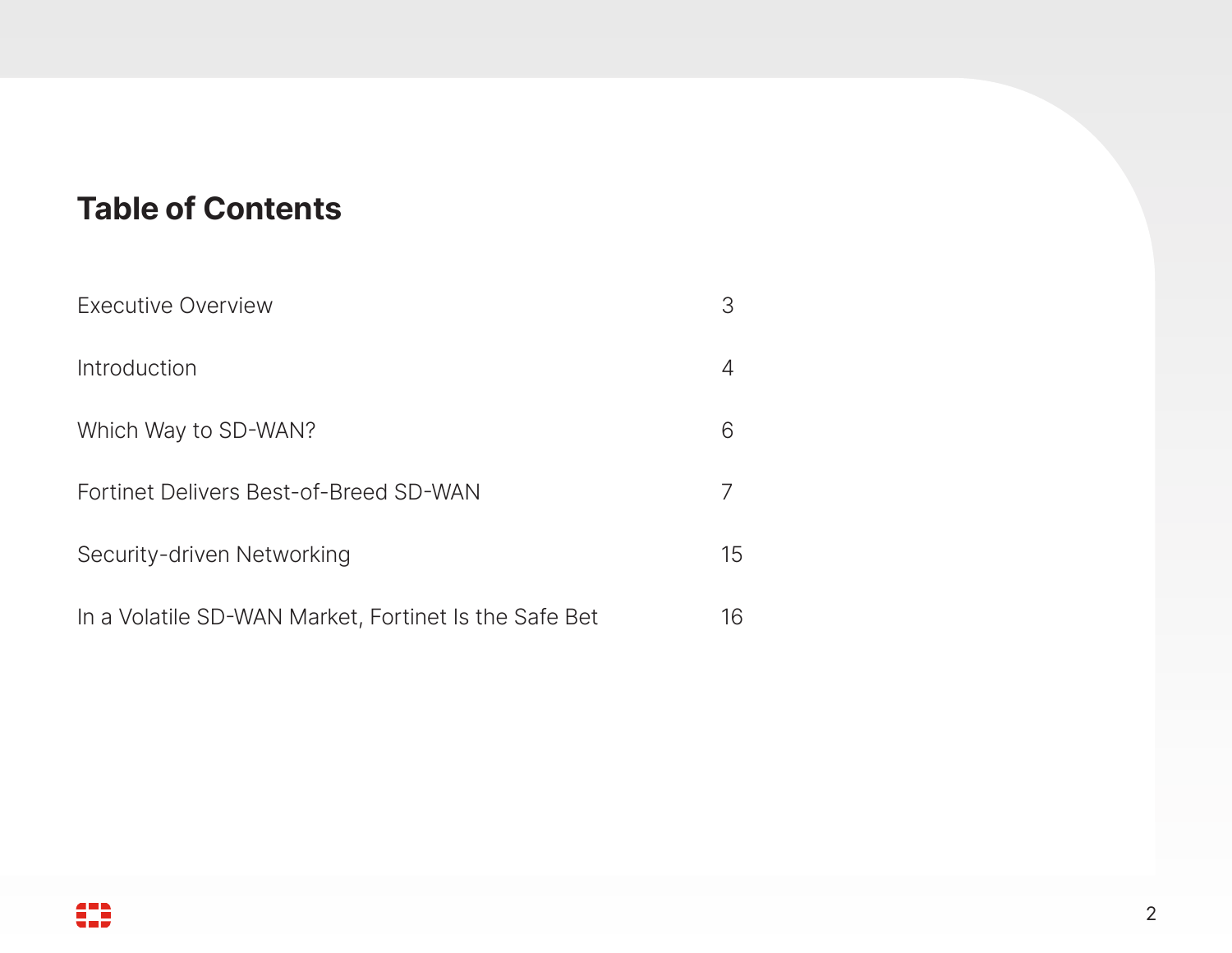# Table of Contents

| | |
|---|---|
| Executive Overview | 3 |
| Introduction | 4 |
| Which Way to SD-WAN? | 6 |
| Fortinet Delivers Best-of-Breed SD-WAN | 7 |
| Security-driven Networking | 15 |
| In a Volatile SD-WAN Market, Fortinet Is the Safe Bet | 16 |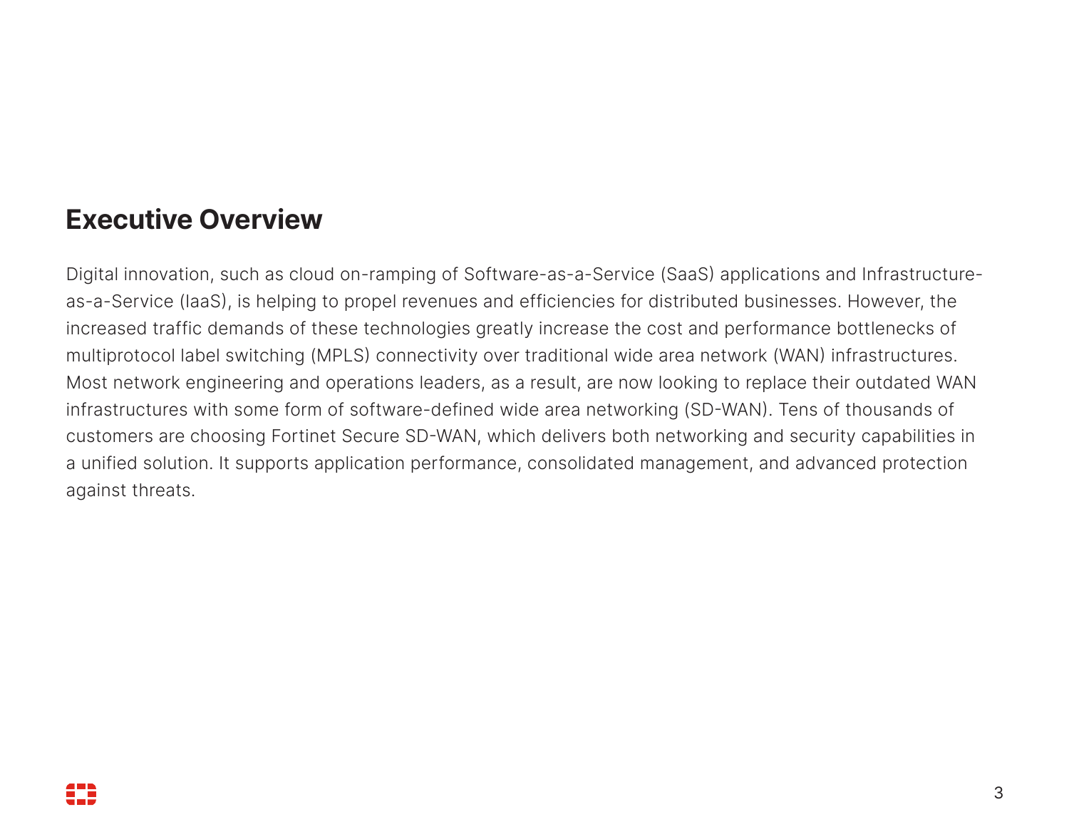## Executive Overview

Digital innovation, such as cloud on-ramping of Software-as-a-Service (SaaS) applications and Infrastructure-as-a-Service (IaaS), is helping to propel revenues and efficiencies for distributed businesses. However, the increased traffic demands of these technologies greatly increase the cost and performance bottlenecks of multiprotocol label switching (MPLS) connectivity over traditional wide area network (WAN) infrastructures. Most network engineering and operations leaders, as a result, are now looking to replace their outdated WAN infrastructures with some form of software-defined wide area networking (SD-WAN). Tens of thousands of customers are choosing Fortinet Secure SD-WAN, which delivers both networking and security capabilities in a unified solution. It supports application performance, consolidated management, and advanced protection against threats.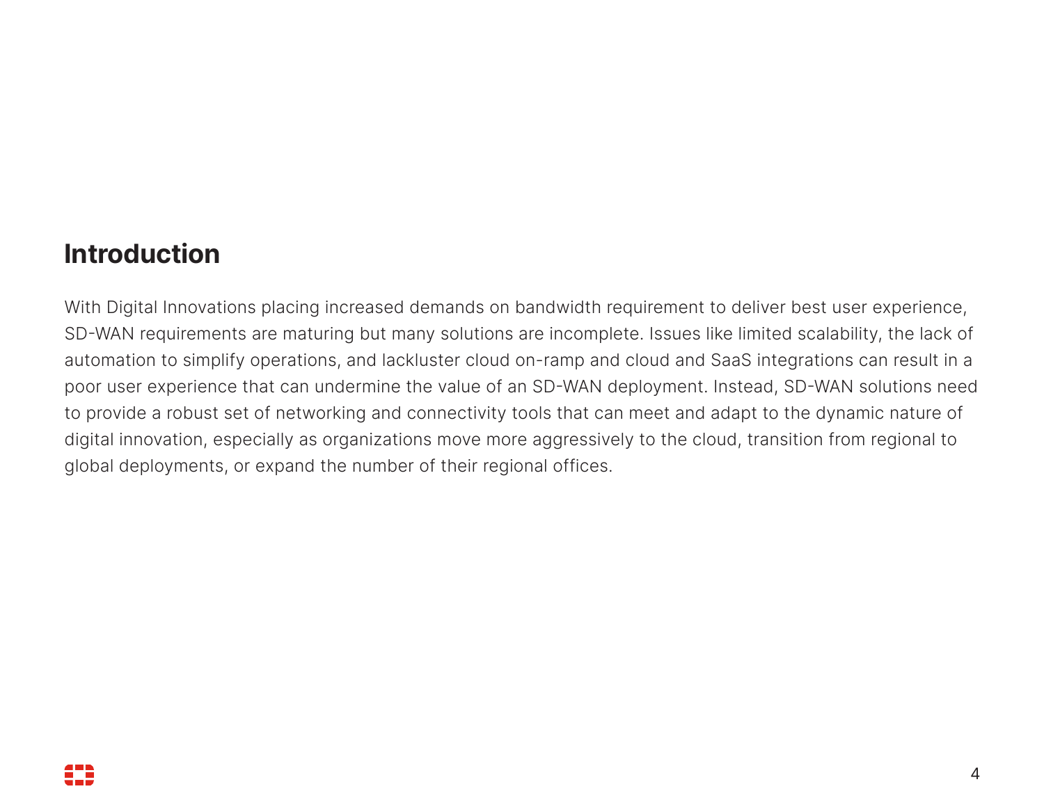## Introduction

With Digital Innovations placing increased demands on bandwidth requirement to deliver best user experience, SD-WAN requirements are maturing but many solutions are incomplete. Issues like limited scalability, the lack of automation to simplify operations, and lackluster cloud on-ramp and cloud and SaaS integrations can result in a poor user experience that can undermine the value of an SD-WAN deployment. Instead, SD-WAN solutions need to provide a robust set of networking and connectivity tools that can meet and adapt to the dynamic nature of digital innovation, especially as organizations move more aggressively to the cloud, transition from regional to global deployments, or expand the number of their regional offices.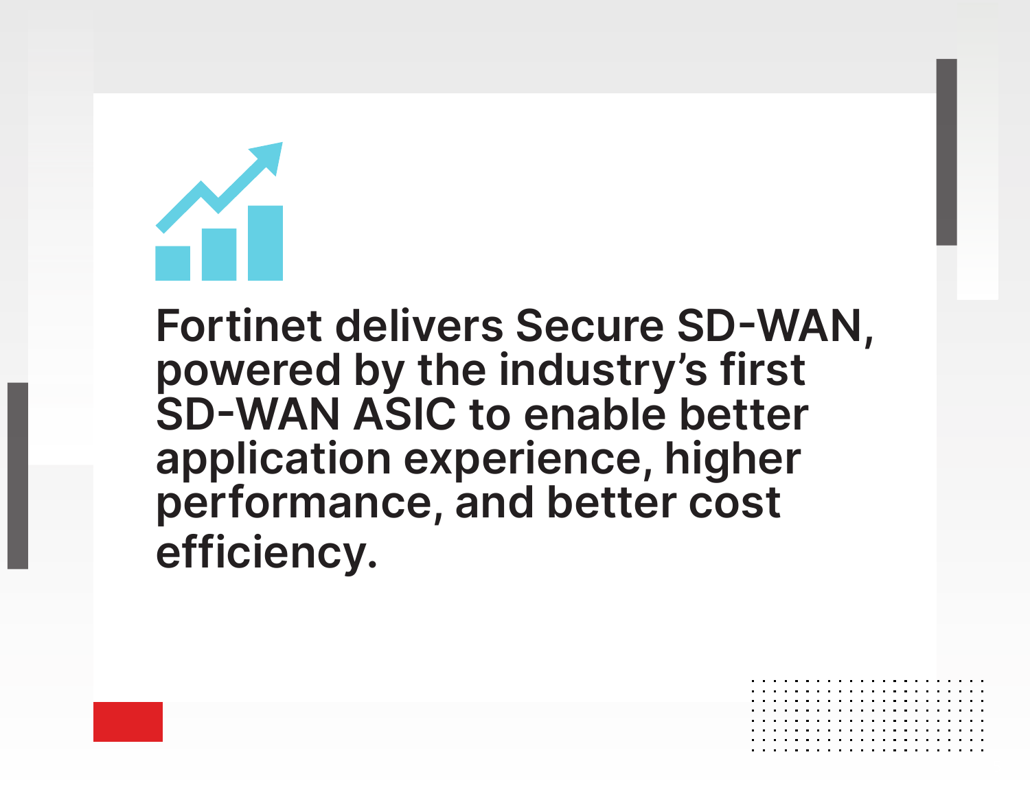**Fortinet delivers Secure SD-WAN, powered by the industry's first SD-WAN ASIC to enable better application experience, higher performance, and better cost efficiency.**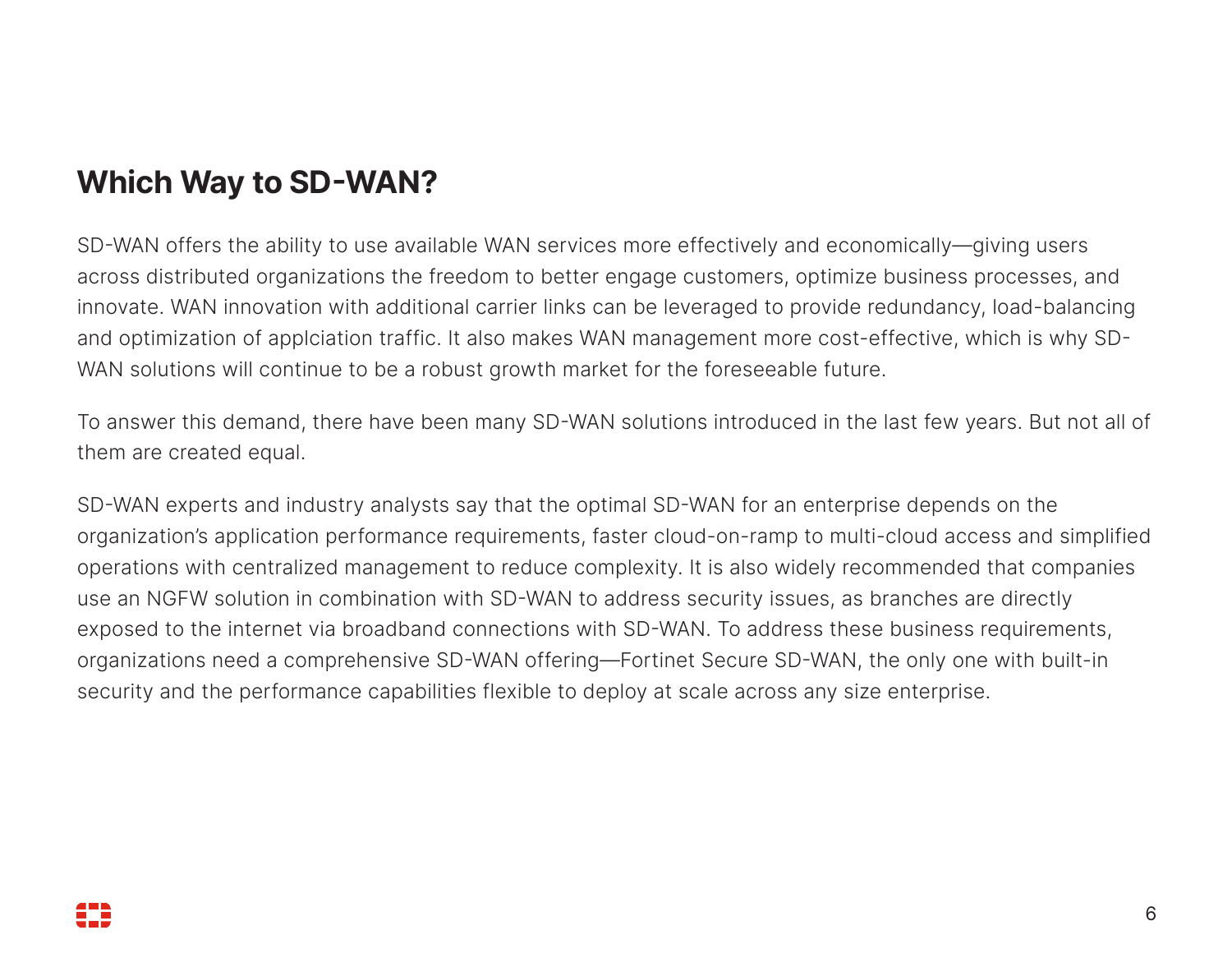## Which Way to SD-WAN?

SD-WAN offers the ability to use available WAN services more effectively and economically—giving users across distributed organizations the freedom to better engage customers, optimize business processes, and innovate. WAN innovation with additional carrier links can be leveraged to provide redundancy, load-balancing and optimization of applciation traffic. It also makes WAN management more cost-effective, which is why SD-WAN solutions will continue to be a robust growth market for the foreseeable future.

To answer this demand, there have been many SD-WAN solutions introduced in the last few years. But not all of them are created equal.

SD-WAN experts and industry analysts say that the optimal SD-WAN for an enterprise depends on the organization's application performance requirements, faster cloud-on-ramp to multi-cloud access and simplified operations with centralized management to reduce complexity. It is also widely recommended that companies use an NGFW solution in combination with SD-WAN to address security issues, as branches are directly exposed to the internet via broadband connections with SD-WAN. To address these business requirements, organizations need a comprehensive SD-WAN offering—Fortinet Secure SD-WAN, the only one with built-in security and the performance capabilities flexible to deploy at scale across any size enterprise.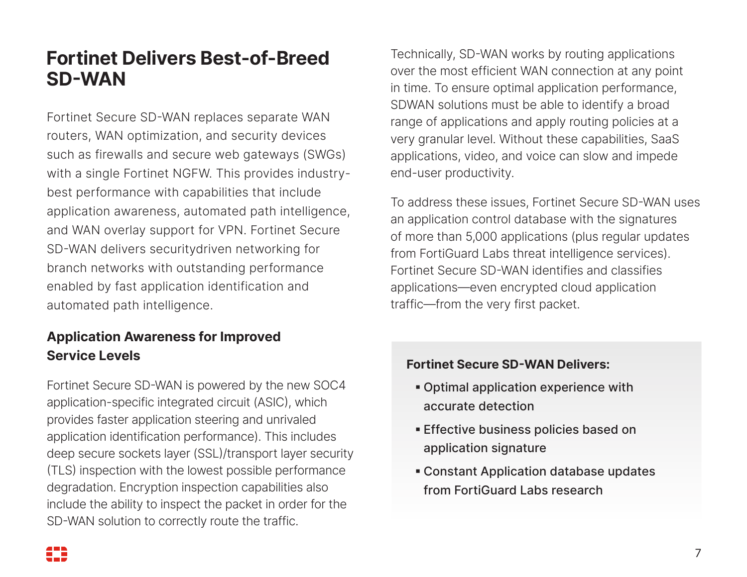# Fortinet Delivers Best-of-Breed SD-WAN

Fortinet Secure SD-WAN replaces separate WAN routers, WAN optimization, and security devices such as firewalls and secure web gateways (SWGs) with a single Fortinet NGFW. This provides industry-best performance with capabilities that include application awareness, automated path intelligence, and WAN overlay support for VPN. Fortinet Secure SD-WAN delivers securitydriven networking for branch networks with outstanding performance enabled by fast application identification and automated path intelligence.

## Application Awareness for Improved Service Levels

Fortinet Secure SD-WAN is powered by the new SOC4 application-specific integrated circuit (ASIC), which provides faster application steering and unrivaled application identification performance). This includes deep secure sockets layer (SSL)/transport layer security (TLS) inspection with the lowest possible performance degradation. Encryption inspection capabilities also include the ability to inspect the packet in order for the SD-WAN solution to correctly route the traffic.

Technically, SD-WAN works by routing applications over the most efficient WAN connection at any point in time. To ensure optimal application performance, SDWAN solutions must be able to identify a broad range of applications and apply routing policies at a very granular level. Without these capabilities, SaaS applications, video, and voice can slow and impede end-user productivity.

To address these issues, Fortinet Secure SD-WAN uses an application control database with the signatures of more than 5,000 applications (plus regular updates from FortiGuard Labs threat intelligence services). Fortinet Secure SD-WAN identifies and classifies applications—even encrypted cloud application traffic—from the very first packet.

**Fortinet Secure SD-WAN Delivers:**

- Optimal application experience with accurate detection
- Effective business policies based on application signature
- Constant Application database updates from FortiGuard Labs research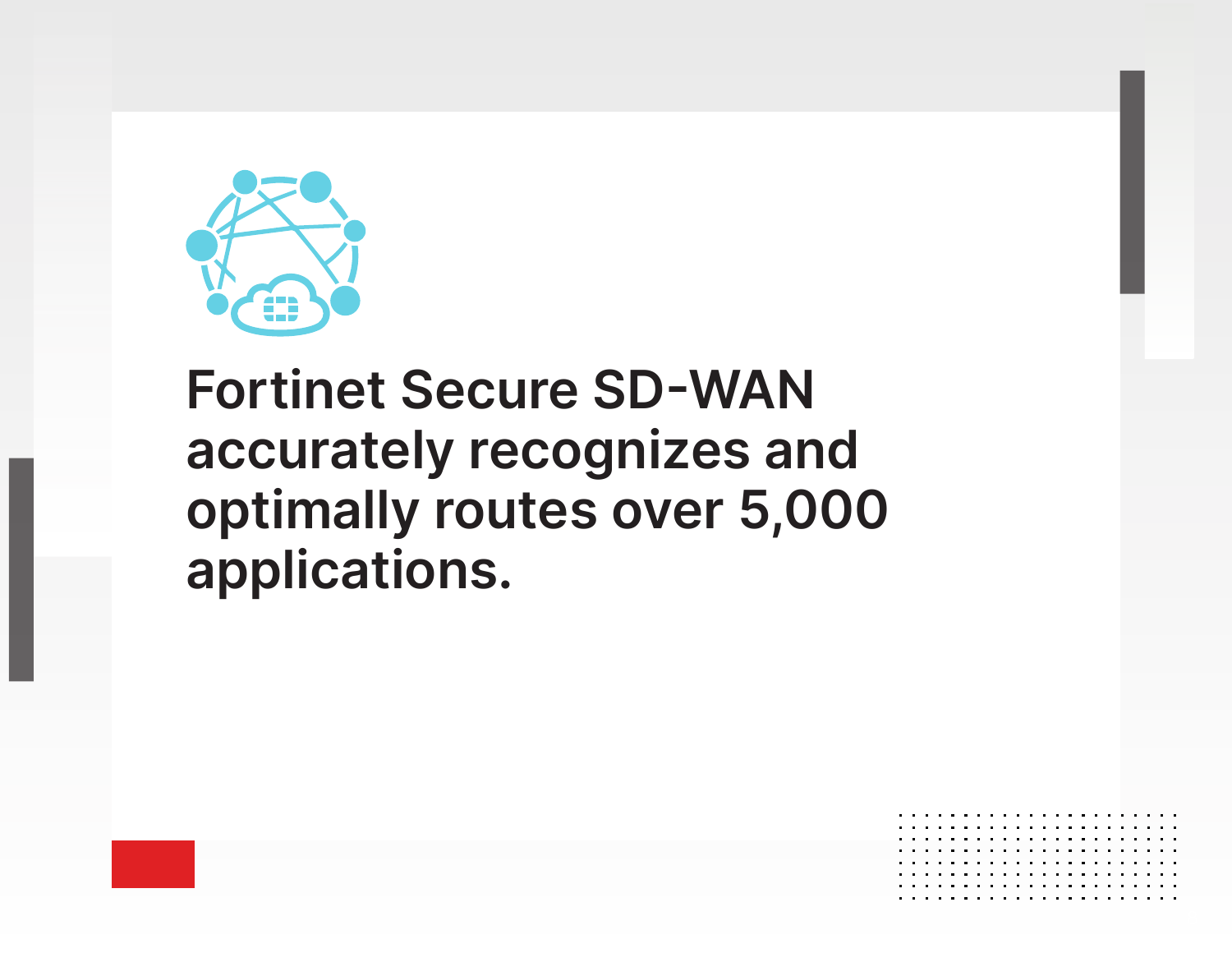# Fortinet Secure SD-WAN accurately recognizes and optimally routes over 5,000 applications.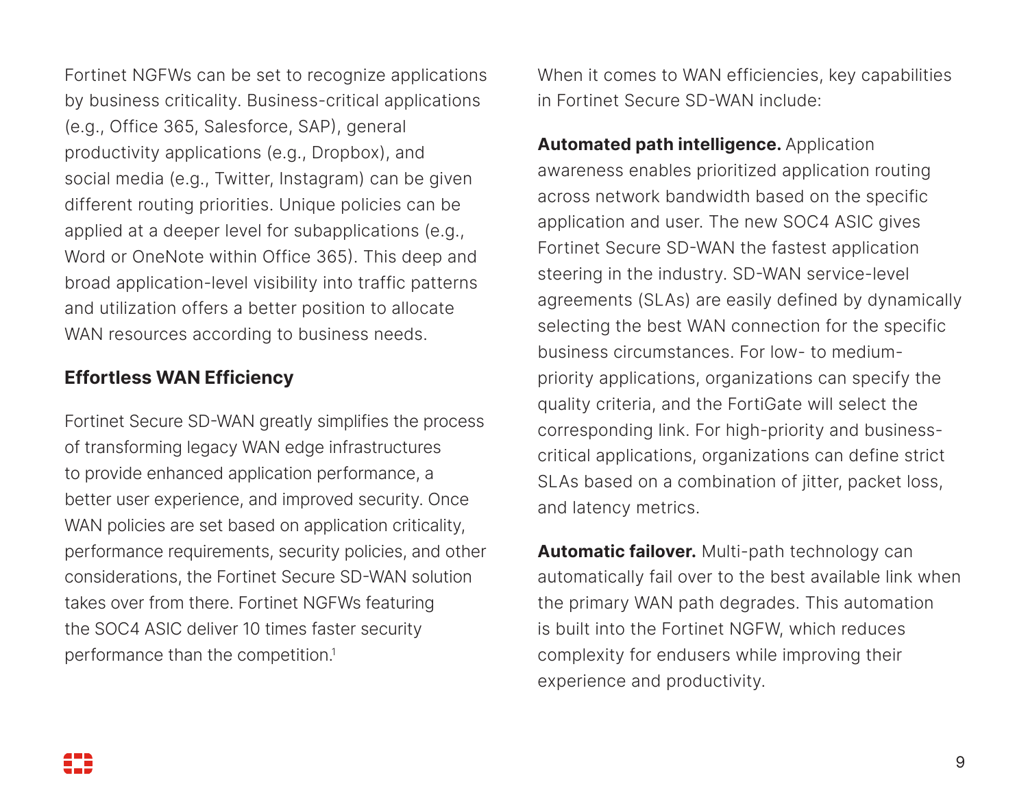Fortinet NGFWs can be set to recognize applications by business criticality. Business-critical applications (e.g., Office 365, Salesforce, SAP), general productivity applications (e.g., Dropbox), and social media (e.g., Twitter, Instagram) can be given different routing priorities. Unique policies can be applied at a deeper level for subapplications (e.g., Word or OneNote within Office 365). This deep and broad application-level visibility into traffic patterns and utilization offers a better position to allocate WAN resources according to business needs.

## Effortless WAN Efficiency

Fortinet Secure SD-WAN greatly simplifies the process of transforming legacy WAN edge infrastructures to provide enhanced application performance, a better user experience, and improved security. Once WAN policies are set based on application criticality, performance requirements, security policies, and other considerations, the Fortinet Secure SD-WAN solution takes over from there. Fortinet NGFWs featuring the SOC4 ASIC deliver 10 times faster security performance than the competition.[1]

When it comes to WAN efficiencies, key capabilities in Fortinet Secure SD-WAN include:

**Automated path intelligence.** Application awareness enables prioritized application routing across network bandwidth based on the specific application and user. The new SOC4 ASIC gives Fortinet Secure SD-WAN the fastest application steering in the industry. SD-WAN service-level agreements (SLAs) are easily defined by dynamically selecting the best WAN connection for the specific business circumstances. For low- to medium-priority applications, organizations can specify the quality criteria, and the FortiGate will select the corresponding link. For high-priority and business-critical applications, organizations can define strict SLAs based on a combination of jitter, packet loss, and latency metrics.

**Automatic failover.** Multi-path technology can automatically fail over to the best available link when the primary WAN path degrades. This automation is built into the Fortinet NGFW, which reduces complexity for endusers while improving their experience and productivity.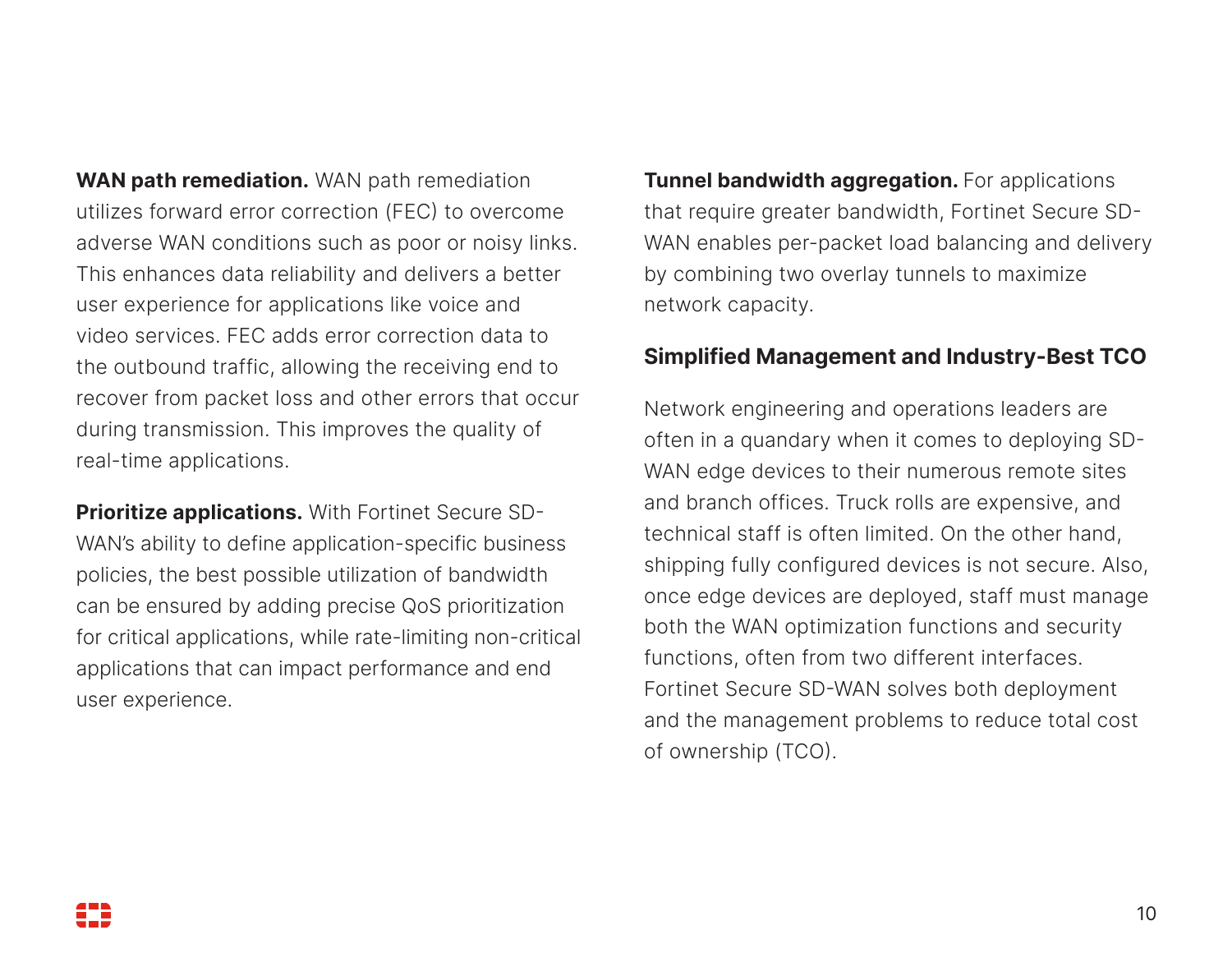**WAN path remediation.** WAN path remediation utilizes forward error correction (FEC) to overcome adverse WAN conditions such as poor or noisy links. This enhances data reliability and delivers a better user experience for applications like voice and video services. FEC adds error correction data to the outbound traffic, allowing the receiving end to recover from packet loss and other errors that occur during transmission. This improves the quality of real-time applications.

**Prioritize applications.** With Fortinet Secure SD-WAN's ability to define application-specific business policies, the best possible utilization of bandwidth can be ensured by adding precise QoS prioritization for critical applications, while rate-limiting non-critical applications that can impact performance and end user experience.

**Tunnel bandwidth aggregation.** For applications that require greater bandwidth, Fortinet Secure SD-WAN enables per-packet load balancing and delivery by combining two overlay tunnels to maximize network capacity.

### Simplified Management and Industry-Best TCO

Network engineering and operations leaders are often in a quandary when it comes to deploying SD-WAN edge devices to their numerous remote sites and branch offices. Truck rolls are expensive, and technical staff is often limited. On the other hand, shipping fully configured devices is not secure. Also, once edge devices are deployed, staff must manage both the WAN optimization functions and security functions, often from two different interfaces. Fortinet Secure SD-WAN solves both deployment and the management problems to reduce total cost of ownership (TCO).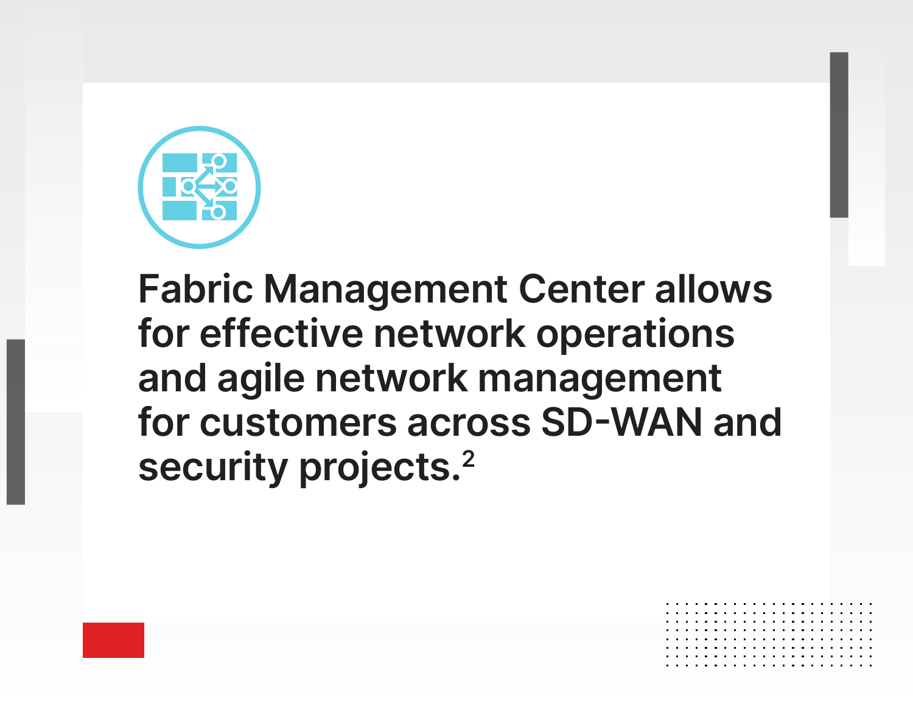**Fabric Management Center allows for effective network operations and agile network management for customers across SD-WAN and security projects.**[2]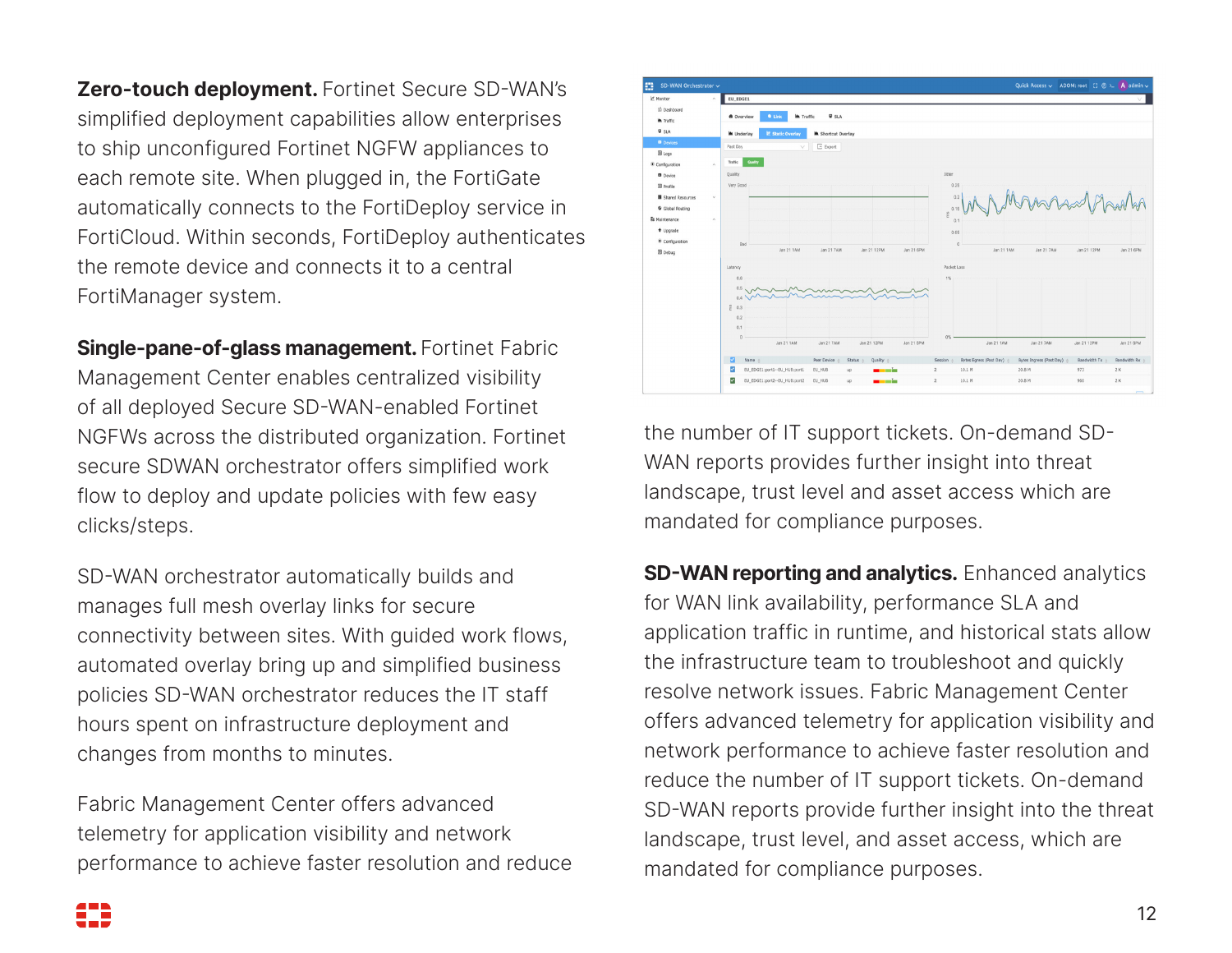**Zero-touch deployment.** Fortinet Secure SD-WAN's simplified deployment capabilities allow enterprises to ship unconfigured Fortinet NGFW appliances to each remote site. When plugged in, the FortiGate automatically connects to the FortiDeploy service in FortiCloud. Within seconds, FortiDeploy authenticates the remote device and connects it to a central FortiManager system.

**Single-pane-of-glass management.** Fortinet Fabric Management Center enables centralized visibility of all deployed Secure SD-WAN-enabled Fortinet NGFWs across the distributed organization. Fortinet secure SDWAN orchestrator offers simplified work flow to deploy and update policies with few easy clicks/steps.

SD-WAN orchestrator automatically builds and manages full mesh overlay links for secure connectivity between sites. With guided work flows, automated overlay bring up and simplified business policies SD-WAN orchestrator reduces the IT staff hours spent on infrastructure deployment and changes from months to minutes.

Fabric Management Center offers advanced telemetry for application visibility and network performance to achieve faster resolution and reduce the number of IT support tickets. On-demand SD-WAN reports provides further insight into threat landscape, trust level and asset access which are mandated for compliance purposes.

**SD-WAN reporting and analytics.** Enhanced analytics for WAN link availability, performance SLA and application traffic in runtime, and historical stats allow the infrastructure team to troubleshoot and quickly resolve network issues. Fabric Management Center offers advanced telemetry for application visibility and network performance to achieve faster resolution and reduce the number of IT support tickets. On-demand SD-WAN reports provide further insight into the threat landscape, trust level, and asset access, which are mandated for compliance purposes.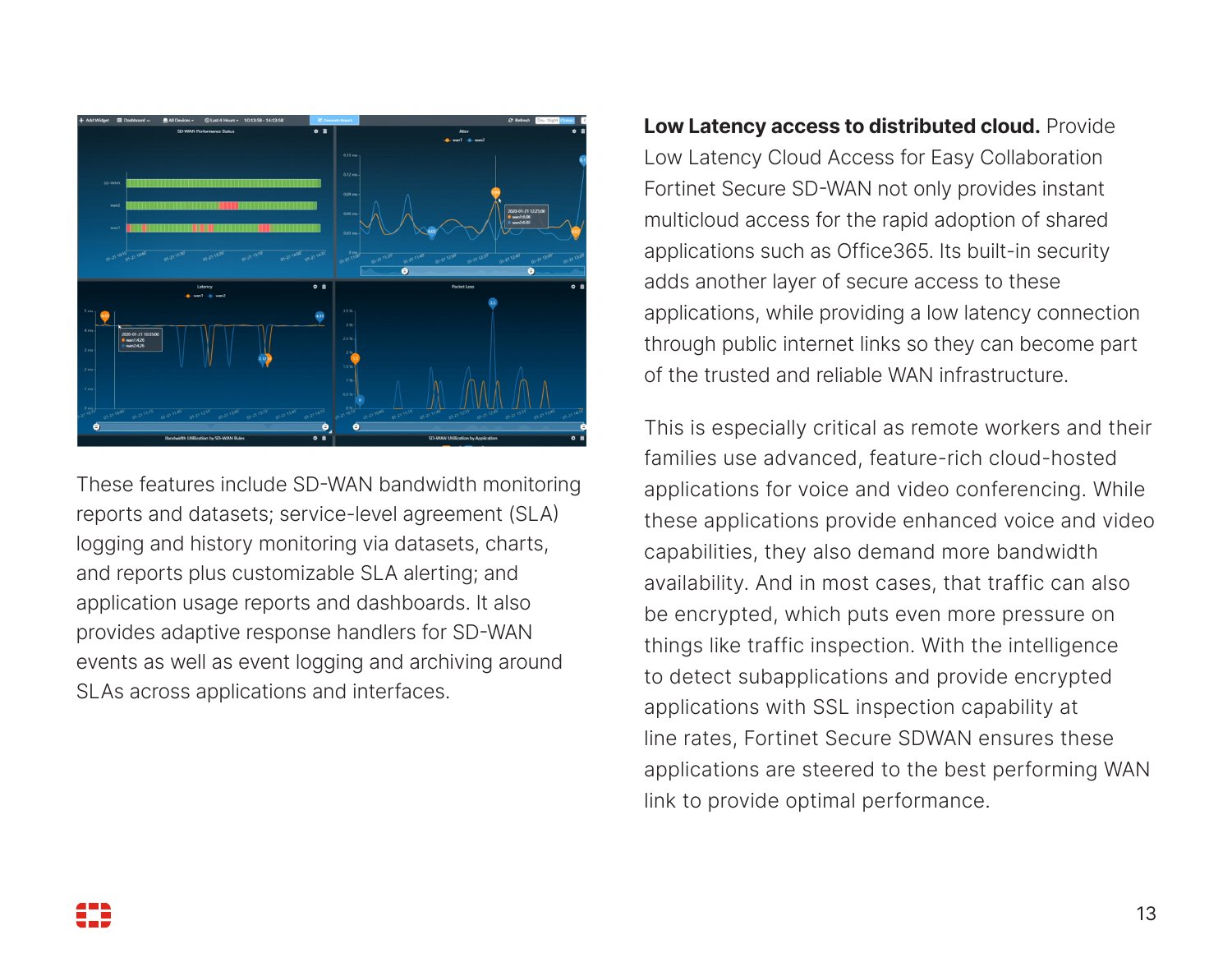These features include SD-WAN bandwidth monitoring reports and datasets; service-level agreement (SLA) logging and history monitoring via datasets, charts, and reports plus customizable SLA alerting; and application usage reports and dashboards. It also provides adaptive response handlers for SD-WAN events as well as event logging and archiving around SLAs across applications and interfaces.

**Low Latency access to distributed cloud.** Provide Low Latency Cloud Access for Easy Collaboration Fortinet Secure SD-WAN not only provides instant multicloud access for the rapid adoption of shared applications such as Office365. Its built-in security adds another layer of secure access to these applications, while providing a low latency connection through public internet links so they can become part of the trusted and reliable WAN infrastructure.

This is especially critical as remote workers and their families use advanced, feature-rich cloud-hosted applications for voice and video conferencing. While these applications provide enhanced voice and video capabilities, they also demand more bandwidth availability. And in most cases, that traffic can also be encrypted, which puts even more pressure on things like traffic inspection. With the intelligence to detect subapplications and provide encrypted applications with SSL inspection capability at line rates, Fortinet Secure SDWAN ensures these applications are steered to the best performing WAN link to provide optimal performance.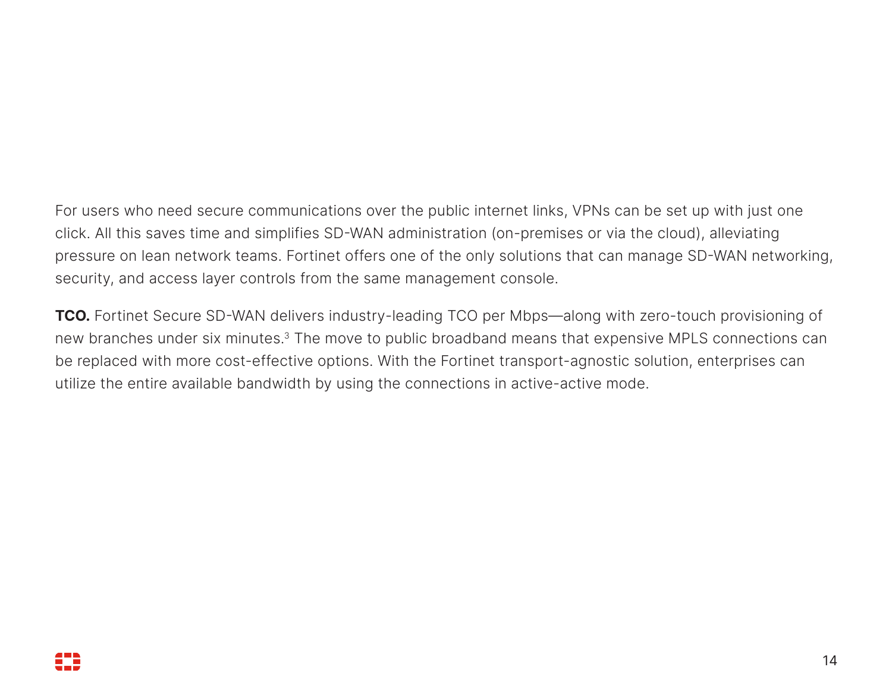For users who need secure communications over the public internet links, VPNs can be set up with just one click. All this saves time and simplifies SD-WAN administration (on-premises or via the cloud), alleviating pressure on lean network teams. Fortinet offers one of the only solutions that can manage SD-WAN networking, security, and access layer controls from the same management console.

**TCO.** Fortinet Secure SD-WAN delivers industry-leading TCO per Mbps—along with zero-touch provisioning of new branches under six minutes.[3] The move to public broadband means that expensive MPLS connections can be replaced with more cost-effective options. With the Fortinet transport-agnostic solution, enterprises can utilize the entire available bandwidth by using the connections in active-active mode.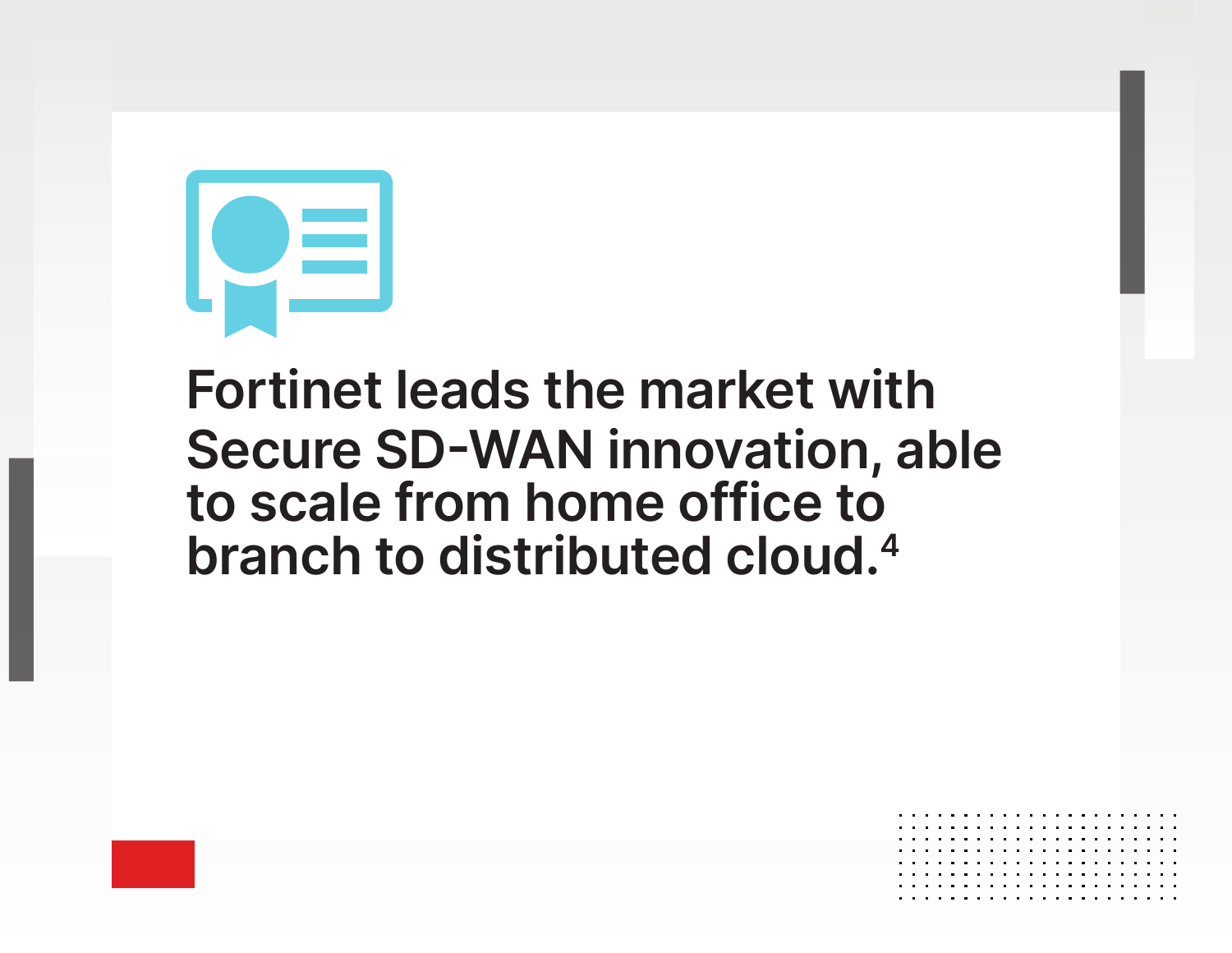**Fortinet leads the market with Secure SD-WAN innovation, able to scale from home office to branch to distributed cloud.**[4]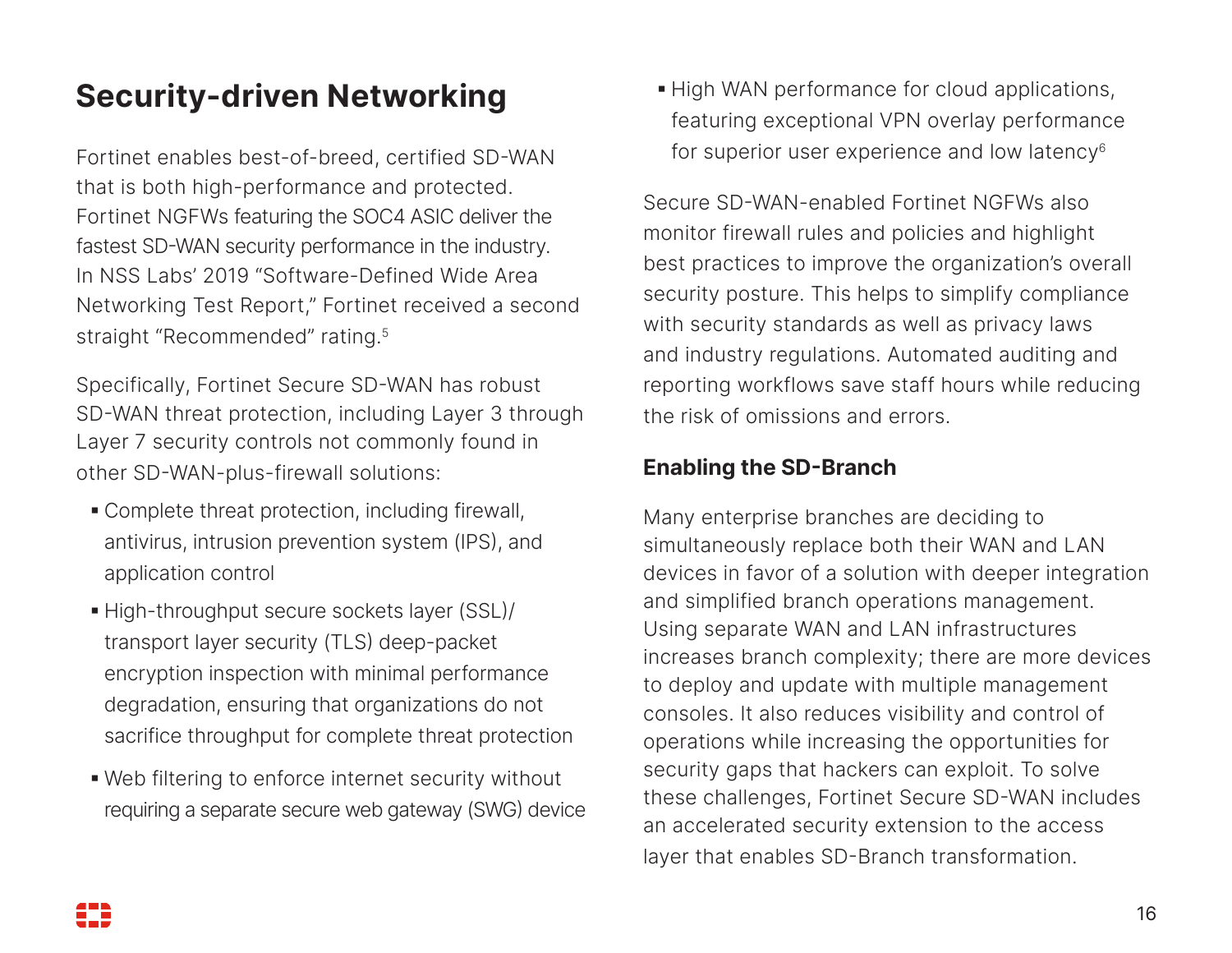## Security-driven Networking

Fortinet enables best-of-breed, certified SD-WAN that is both high-performance and protected. Fortinet NGFWs featuring the SOC4 ASIC deliver the fastest SD-WAN security performance in the industry. In NSS Labs' 2019 "Software-Defined Wide Area Networking Test Report," Fortinet received a second straight "Recommended" rating.[5]

Specifically, Fortinet Secure SD-WAN has robust SD-WAN threat protection, including Layer 3 through Layer 7 security controls not commonly found in other SD-WAN-plus-firewall solutions:

- Complete threat protection, including firewall, antivirus, intrusion prevention system (IPS), and application control
- High-throughput secure sockets layer (SSL)/ transport layer security (TLS) deep-packet encryption inspection with minimal performance degradation, ensuring that organizations do not sacrifice throughput for complete threat protection
- Web filtering to enforce internet security without requiring a separate secure web gateway (SWG) device
- High WAN performance for cloud applications, featuring exceptional VPN overlay performance for superior user experience and low latency[6]

Secure SD-WAN-enabled Fortinet NGFWs also monitor firewall rules and policies and highlight best practices to improve the organization's overall security posture. This helps to simplify compliance with security standards as well as privacy laws and industry regulations. Automated auditing and reporting workflows save staff hours while reducing the risk of omissions and errors.

### Enabling the SD-Branch

Many enterprise branches are deciding to simultaneously replace both their WAN and LAN devices in favor of a solution with deeper integration and simplified branch operations management. Using separate WAN and LAN infrastructures increases branch complexity; there are more devices to deploy and update with multiple management consoles. It also reduces visibility and control of operations while increasing the opportunities for security gaps that hackers can exploit. To solve these challenges, Fortinet Secure SD-WAN includes an accelerated security extension to the access layer that enables SD-Branch transformation.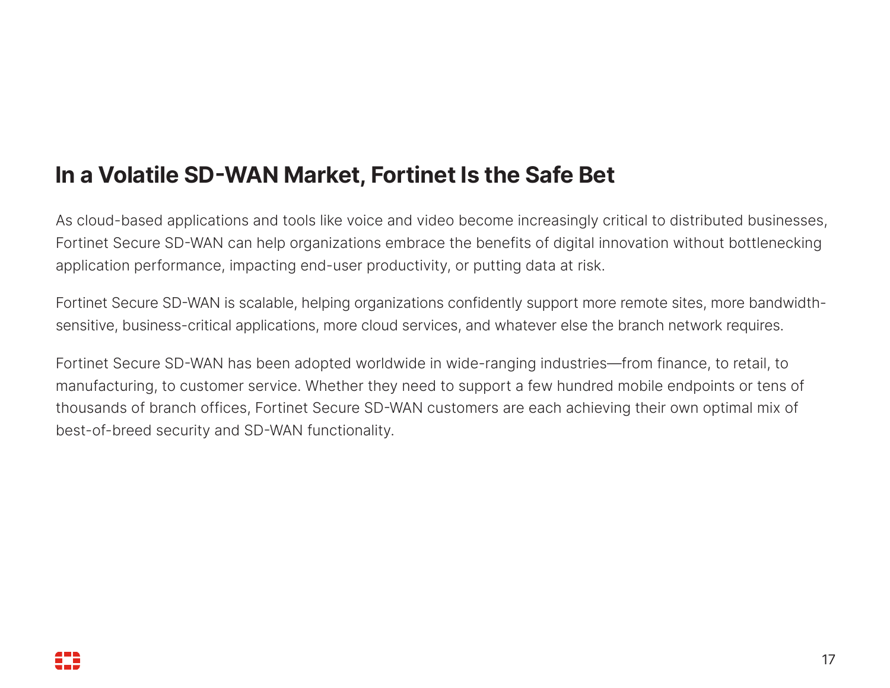## In a Volatile SD-WAN Market, Fortinet Is the Safe Bet

As cloud-based applications and tools like voice and video become increasingly critical to distributed businesses, Fortinet Secure SD-WAN can help organizations embrace the benefits of digital innovation without bottlenecking application performance, impacting end-user productivity, or putting data at risk.

Fortinet Secure SD-WAN is scalable, helping organizations confidently support more remote sites, more bandwidth-sensitive, business-critical applications, more cloud services, and whatever else the branch network requires.

Fortinet Secure SD-WAN has been adopted worldwide in wide-ranging industries—from finance, to retail, to manufacturing, to customer service. Whether they need to support a few hundred mobile endpoints or tens of thousands of branch offices, Fortinet Secure SD-WAN customers are each achieving their own optimal mix of best-of-breed security and SD-WAN functionality.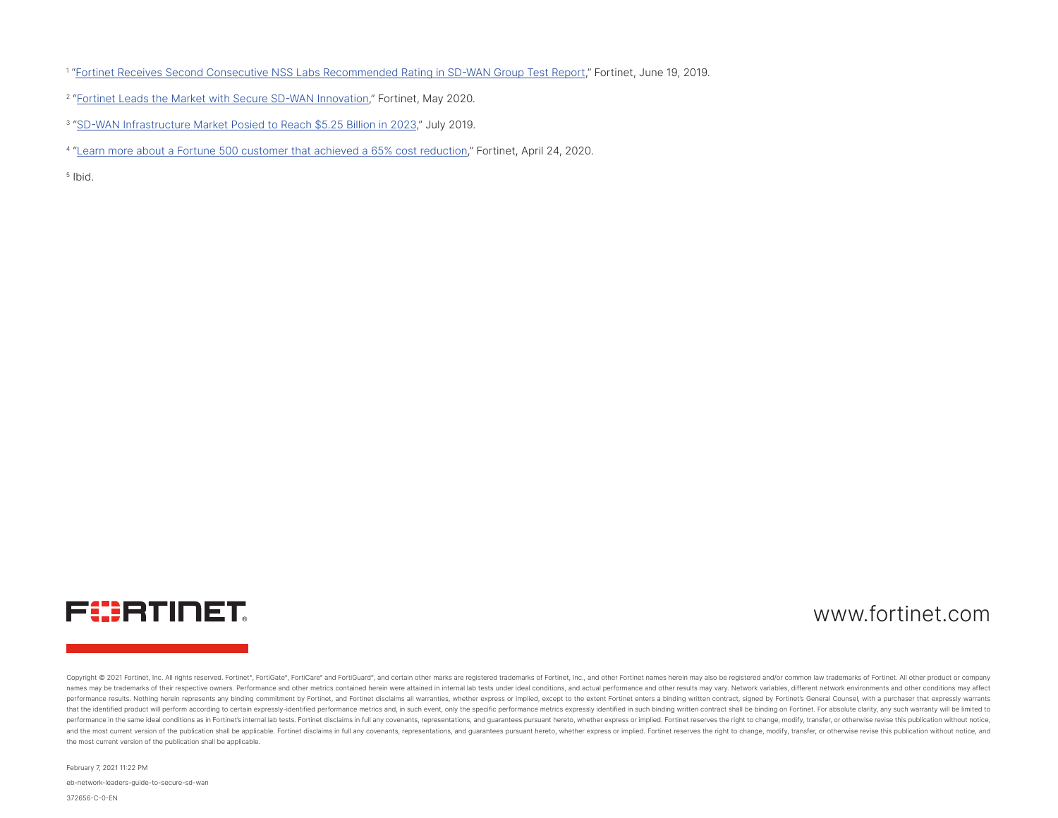[1] "Fortinet Receives Second Consecutive NSS Labs Recommended Rating in SD-WAN Group Test Report," Fortinet, June 19, 2019.

[2] "Fortinet Leads the Market with Secure SD-WAN Innovation," Fortinet, May 2020.

[3] "SD-WAN Infrastructure Market Posied to Reach $5.25 Billion in 2023," July 2019.

[4] "Learn more about a Fortune 500 customer that achieved a 65% cost reduction," Fortinet, April 24, 2020.

[5] Ibid.

www.fortinet.com

Copyright © 2021 Fortinet, Inc. All rights reserved. Fortinet®, FortiGate®, FortiCare® and FortiGuard®, and certain other marks are registered trademarks of Fortinet, Inc., and other Fortinet names herein may also be registered and/or common law trademarks of Fortinet. All other product or company names may be trademarks of their respective owners. Performance and other metrics contained herein were attained in internal lab tests under ideal conditions, and actual performance and other results may vary. Network variables, different network environments and other conditions may affect performance results. Nothing herein represents any binding commitment by Fortinet, and Fortinet disclaims all warranties, whether express or implied, except to the extent Fortinet enters a binding written contract, signed by Fortinet's General Counsel, with a purchaser that expressly warrants that the identified product will perform according to certain expressly-identified performance metrics and, in such event, only the specific performance metrics expressly identified in such binding written contract shall be binding on Fortinet. For absolute clarity, any such warranty will be limited to performance in the same ideal conditions as in Fortinet's internal lab tests. Fortinet disclaims in full any covenants, representations, and guarantees pursuant hereto, whether express or implied. Fortinet reserves the right to change, modify, transfer, or otherwise revise this publication without notice, and the most current version of the publication shall be applicable. Fortinet disclaims in full any covenants, representations, and guarantees pursuant hereto, whether express or implied. Fortinet reserves the right to change, modify, transfer, or otherwise revise this publication without notice, and the most current version of the publication shall be applicable.

February 7, 2021 11:22 PM

eb-network-leaders-guide-to-secure-sd-wan

372656-C-0-EN